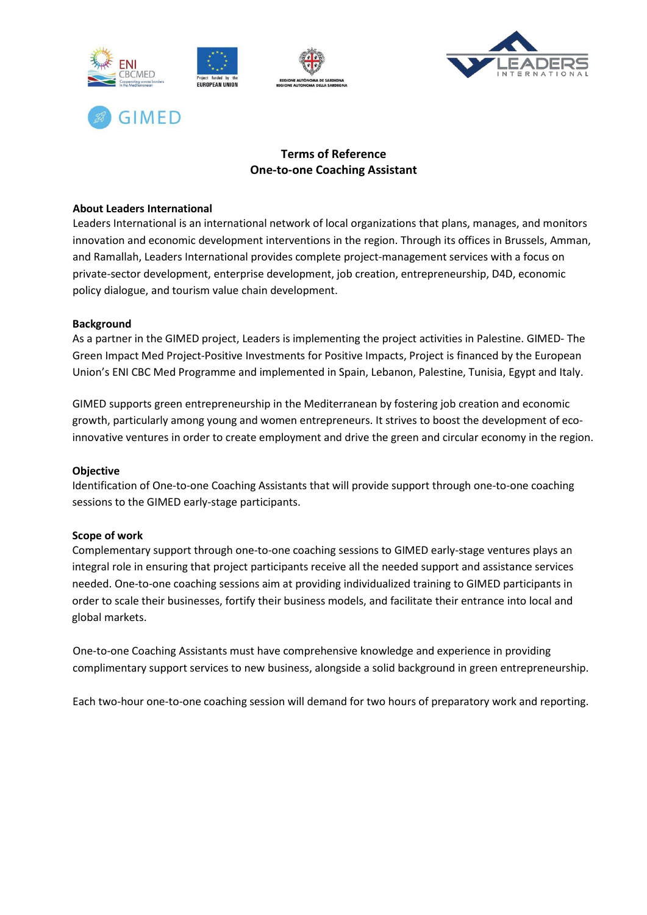# Terms of Reference
# One-to-one Coaching Assistant

**About Leaders International**

Leaders International is an international network of local organizations that plans, manages, and monitors innovation and economic development interventions in the region. Through its offices in Brussels, Amman, and Ramallah, Leaders International provides complete project-management services with a focus on private-sector development, enterprise development, job creation, entrepreneurship, D4D, economic policy dialogue, and tourism value chain development.

**Background**

As a partner in the GIMED project, Leaders is implementing the project activities in Palestine. GIMED- The Green Impact Med Project-Positive Investments for Positive Impacts, Project is financed by the European Union's ENI CBC Med Programme and implemented in Spain, Lebanon, Palestine, Tunisia, Egypt and Italy.

GIMED supports green entrepreneurship in the Mediterranean by fostering job creation and economic growth, particularly among young and women entrepreneurs. It strives to boost the development of eco-innovative ventures in order to create employment and drive the green and circular economy in the region.

**Objective**

Identification of One-to-one Coaching Assistants that will provide support through one-to-one coaching sessions to the GIMED early-stage participants.

**Scope of work**

Complementary support through one-to-one coaching sessions to GIMED early-stage ventures plays an integral role in ensuring that project participants receive all the needed support and assistance services needed. One-to-one coaching sessions aim at providing individualized training to GIMED participants in order to scale their businesses, fortify their business models, and facilitate their entrance into local and global markets.

One-to-one Coaching Assistants must have comprehensive knowledge and experience in providing complimentary support services to new business, alongside a solid background in green entrepreneurship.

Each two-hour one-to-one coaching session will demand for two hours of preparatory work and reporting.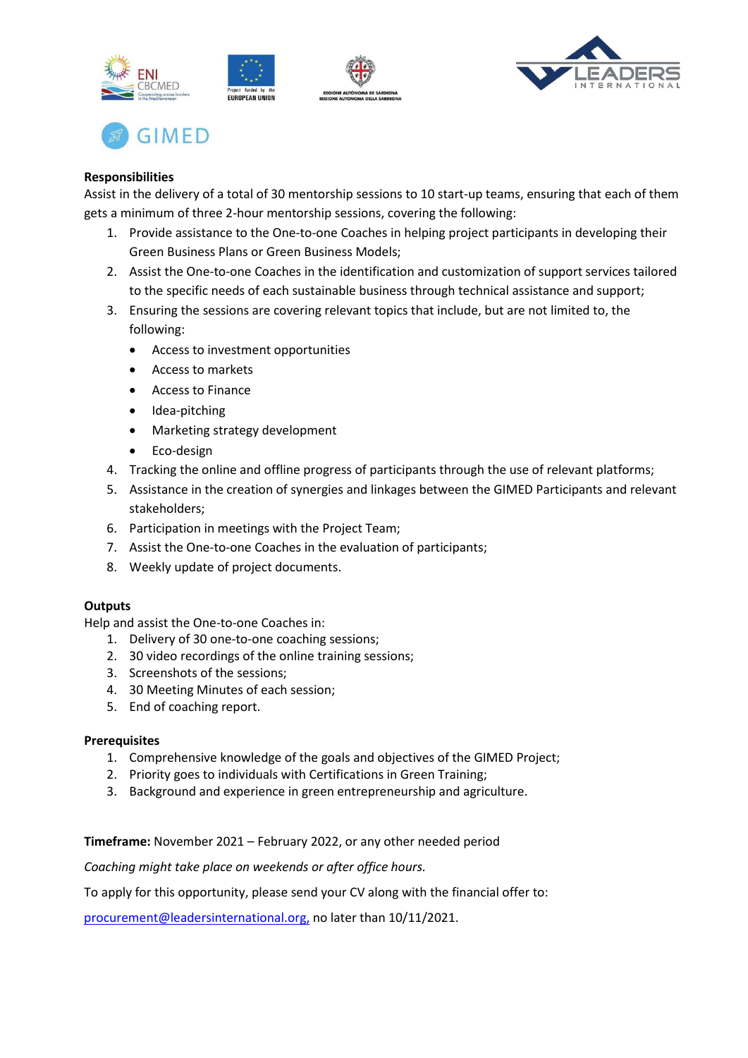**Responsibilities**

Assist in the delivery of a total of 30 mentorship sessions to 10 start-up teams, ensuring that each of them gets a minimum of three 2-hour mentorship sessions, covering the following:

1. Provide assistance to the One-to-one Coaches in helping project participants in developing their Green Business Plans or Green Business Models;
2. Assist the One-to-one Coaches in the identification and customization of support services tailored to the specific needs of each sustainable business through technical assistance and support;
3. Ensuring the sessions are covering relevant topics that include, but are not limited to, the following:
   - Access to investment opportunities
   - Access to markets
   - Access to Finance
   - Idea-pitching
   - Marketing strategy development
   - Eco-design
4. Tracking the online and offline progress of participants through the use of relevant platforms;
5. Assistance in the creation of synergies and linkages between the GIMED Participants and relevant stakeholders;
6. Participation in meetings with the Project Team;
7. Assist the One-to-one Coaches in the evaluation of participants;
8. Weekly update of project documents.

**Outputs**

Help and assist the One-to-one Coaches in:

1. Delivery of 30 one-to-one coaching sessions;
2. 30 video recordings of the online training sessions;
3. Screenshots of the sessions;
4. 30 Meeting Minutes of each session;
5. End of coaching report.

**Prerequisites**

1. Comprehensive knowledge of the goals and objectives of the GIMED Project;
2. Priority goes to individuals with Certifications in Green Training;
3. Background and experience in green entrepreneurship and agriculture.

**Timeframe:** November 2021 – February 2022, or any other needed period

*Coaching might take place on weekends or after office hours.*

To apply for this opportunity, please send your CV along with the financial offer to:

procurement@leadersinternational.org, no later than 10/11/2021.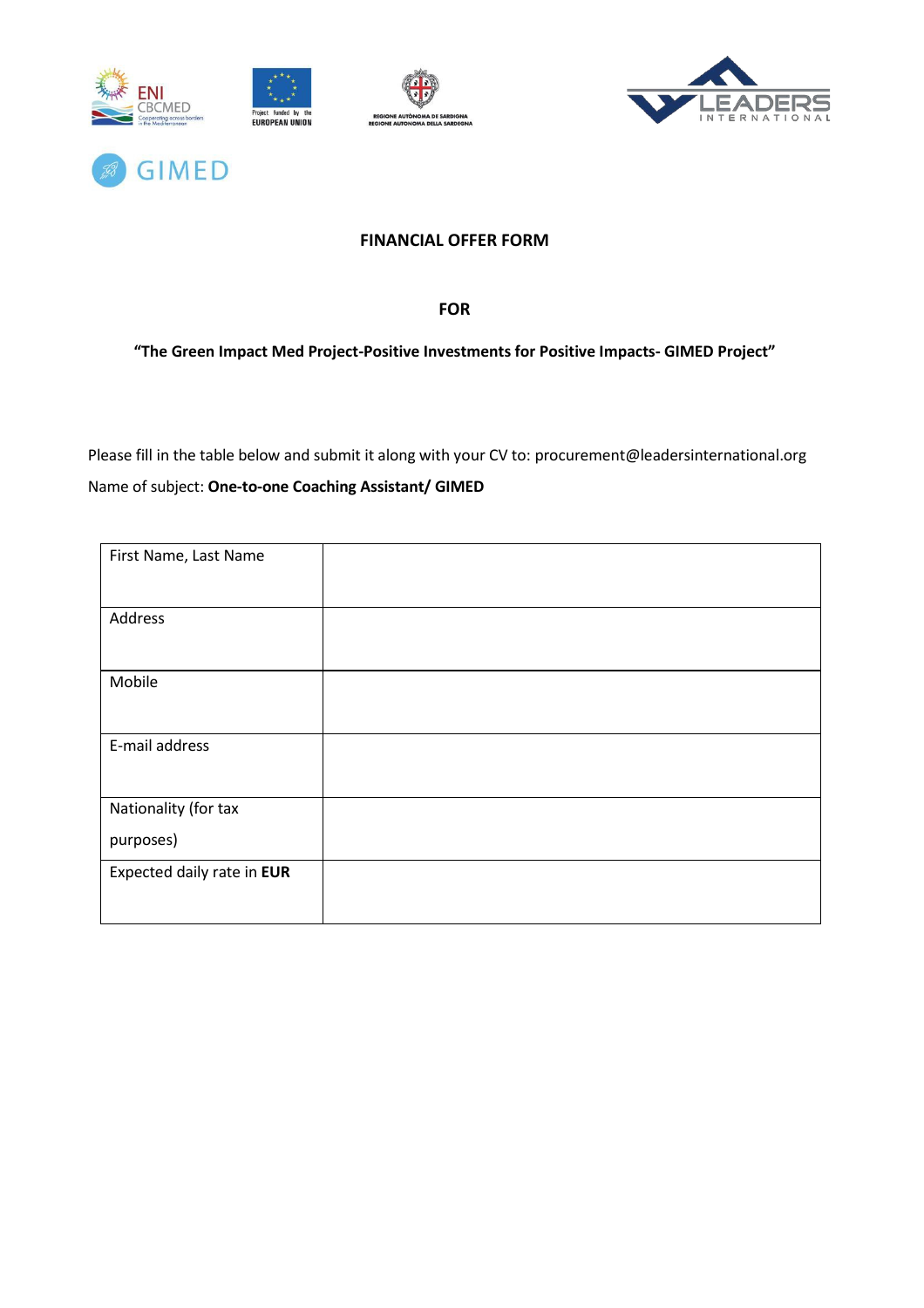**FINANCIAL OFFER FORM**

**FOR**

**"The Green Impact Med Project-Positive Investments for Positive Impacts- GIMED Project"**

Please fill in the table below and submit it along with your CV to: procurement@leadersinternational.org

Name of subject: **One-to-one Coaching Assistant/ GIMED**

| | |
|---|---|
| First Name, Last Name | |
| Address | |
| Mobile | |
| E-mail address | |
| Nationality (for tax purposes) | |
| Expected daily rate in **EUR** | |